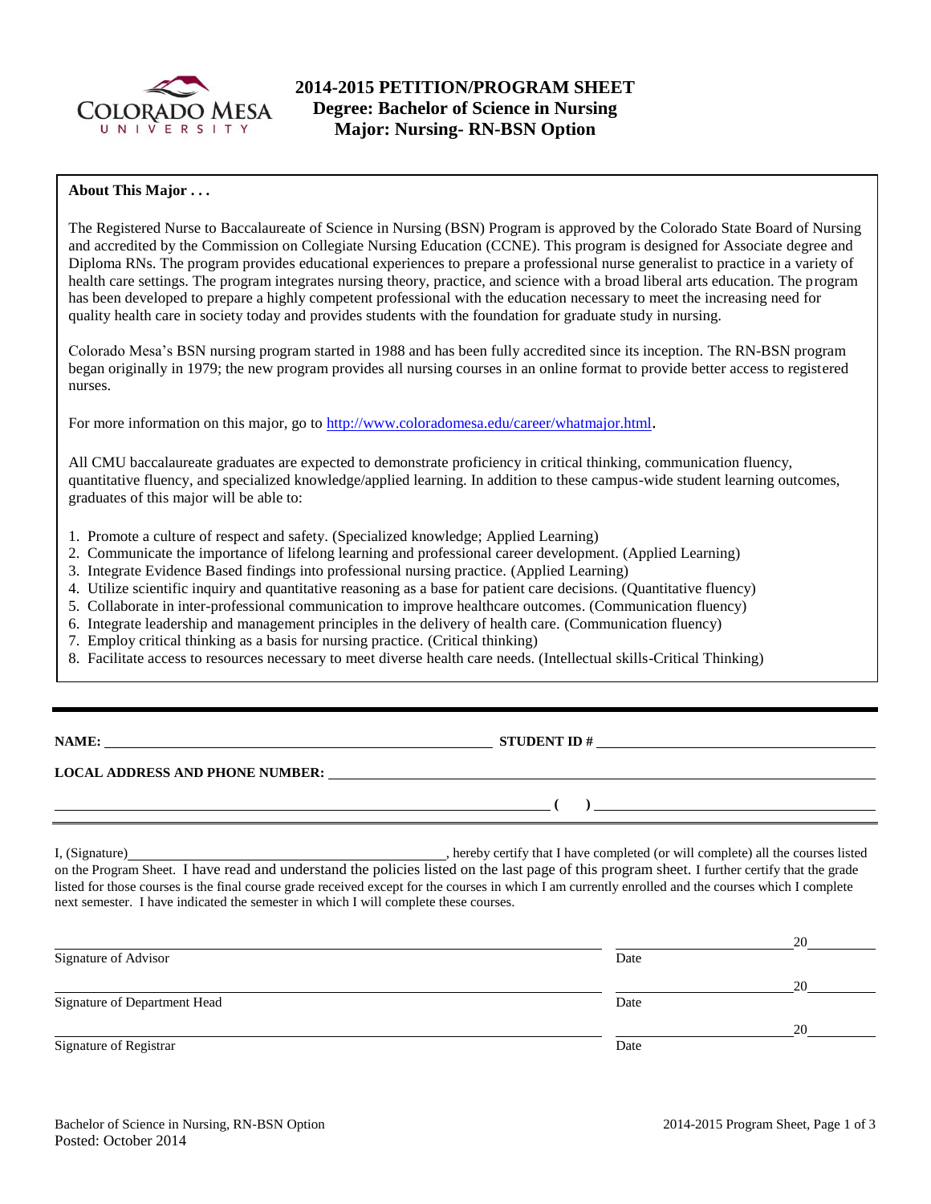# 2014-2015 PETITION/PROGRAM SHEET
## Degree: Bachelor of Science in Nursing
## Major: Nursing- RN-BSN Option

**About This Major . . .**

The Registered Nurse to Baccalaureate of Science in Nursing (BSN) Program is approved by the Colorado State Board of Nursing and accredited by the Commission on Collegiate Nursing Education (CCNE). This program is designed for Associate degree and Diploma RNs. The program provides educational experiences to prepare a professional nurse generalist to practice in a variety of health care settings. The program integrates nursing theory, practice, and science with a broad liberal arts education. The program has been developed to prepare a highly competent professional with the education necessary to meet the increasing need for quality health care in society today and provides students with the foundation for graduate study in nursing.

Colorado Mesa's BSN nursing program started in 1988 and has been fully accredited since its inception. The RN-BSN program began originally in 1979; the new program provides all nursing courses in an online format to provide better access to registered nurses.

For more information on this major, go to http://www.coloradomesa.edu/career/whatmajor.html.

All CMU baccalaureate graduates are expected to demonstrate proficiency in critical thinking, communication fluency, quantitative fluency, and specialized knowledge/applied learning. In addition to these campus-wide student learning outcomes, graduates of this major will be able to:

1. Promote a culture of respect and safety. (Specialized knowledge; Applied Learning)
2. Communicate the importance of lifelong learning and professional career development. (Applied Learning)
3. Integrate Evidence Based findings into professional nursing practice. (Applied Learning)
4. Utilize scientific inquiry and quantitative reasoning as a base for patient care decisions. (Quantitative fluency)
5. Collaborate in inter-professional communication to improve healthcare outcomes. (Communication fluency)
6. Integrate leadership and management principles in the delivery of health care. (Communication fluency)
7. Employ critical thinking as a basis for nursing practice. (Critical thinking)
8. Facilitate access to resources necessary to meet diverse health care needs. (Intellectual skills-Critical Thinking)

---

**NAME:** ______________________________ **STUDENT ID #** ______________________________

**LOCAL ADDRESS AND PHONE NUMBER:** ______________________________

______________________________ **( )** ______________________________

I, (Signature)______________________________, hereby certify that I have completed (or will complete) all the courses listed on the Program Sheet. I have read and understand the policies listed on the last page of this program sheet. I further certify that the grade listed for those courses is the final course grade received except for the courses in which I am currently enrolled and the courses which I complete next semester. I have indicated the semester in which I will complete these courses.

______________________________ ______________ 20______
Signature of Advisor Date

______________________________ ______________ 20______
Signature of Department Head Date

______________________________ ______________ 20______
Signature of Registrar Date

Bachelor of Science in Nursing, RN-BSN Option
Posted: October 2014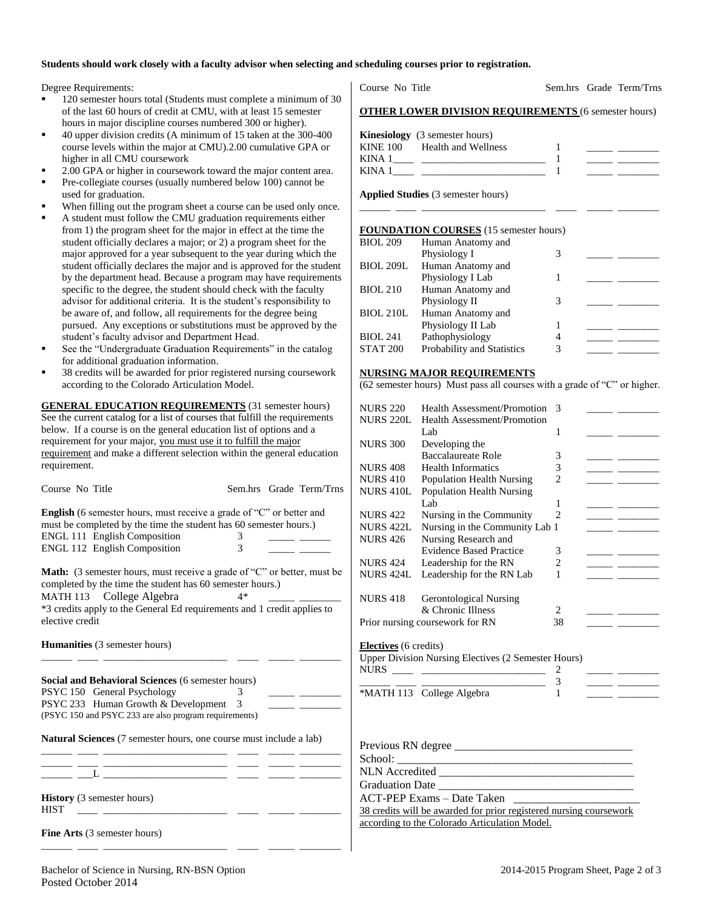**Students should work closely with a faculty advisor when selecting and scheduling courses prior to registration.**

Degree Requirements:

- 120 semester hours total (Students must complete a minimum of 30 of the last 60 hours of credit at CMU, with at least 15 semester hours in major discipline courses numbered 300 or higher).
- 40 upper division credits (A minimum of 15 taken at the 300-400 course levels within the major at CMU).2.00 cumulative GPA or higher in all CMU coursework
- 2.00 GPA or higher in coursework toward the major content area.
- Pre-collegiate courses (usually numbered below 100) cannot be used for graduation.
- When filling out the program sheet a course can be used only once.
- A student must follow the CMU graduation requirements either from 1) the program sheet for the major in effect at the time the student officially declares a major; or 2) a program sheet for the major approved for a year subsequent to the year during which the student officially declares the major and is approved for the student by the department head. Because a program may have requirements specific to the degree, the student should check with the faculty advisor for additional criteria. It is the student's responsibility to be aware of, and follow, all requirements for the degree being pursued. Any exceptions or substitutions must be approved by the student's faculty advisor and Department Head.
- See the "Undergraduate Graduation Requirements" in the catalog for additional graduation information.
- 38 credits will be awarded for prior registered nursing coursework according to the Colorado Articulation Model.

**GENERAL EDUCATION REQUIREMENTS** (31 semester hours) See the current catalog for a list of courses that fulfill the requirements below. If a course is on the general education list of options and a requirement for your major, you must use it to fulfill the major requirement and make a different selection within the general education requirement.

| Course No | Title | Sem.hrs | Grade | Term/Trns |
|---|---|---|---|---|
| **English** (6 semester hours, must receive a grade of "C" or better and must be completed by the time the student has 60 semester hours.) | | | | |
| ENGL 111 | English Composition | 3 | | |
| ENGL 112 | English Composition | 3 | | |
| **Math:** (3 semester hours, must receive a grade of "C" or better, must be completed by the time the student has 60 semester hours.) | | | | |
| MATH 113 | College Algebra | 4* | | |
| *3 credits apply to the General Ed requirements and 1 credit applies to elective credit | | | | |
| **Humanities** (3 semester hours) | | | | |
| | | | | |
| **Social and Behavioral Sciences** (6 semester hours) | | | | |
| PSYC 150 | General Psychology | 3 | | |
| PSYC 233 | Human Growth & Development | 3 | | |
| (PSYC 150 and PSYC 233 are also program requirements) | | | | |
| **Natural Sciences** (7 semester hours, one course must include a lab) | | | | |
| | | | | |
| | | | | |
| ___L | | | | |
| **History** (3 semester hours) | | | | |
| HIST | | | | |
| **Fine Arts** (3 semester hours) | | | | |
| | | | | |

| Course No | Title | Sem.hrs | Grade | Term/Trns |
|---|---|---|---|---|
| **OTHER LOWER DIVISION REQUIREMENTS** (6 semester hours) | | | | |
| **Kinesiology** (3 semester hours) | | | | |
| KINE 100 | Health and Wellness | 1 | | |
| KINA 1____ | | 1 | | |
| KINA 1____ | | 1 | | |
| **Applied Studies** (3 semester hours) | | | | |
| | | | | |
| **FOUNDATION COURSES** (15 semester hours) | | | | |
| BIOL 209 | Human Anatomy and Physiology I | 3 | | |
| BIOL 209L | Human Anatomy and Physiology I Lab | 1 | | |
| BIOL 210 | Human Anatomy and Physiology II | 3 | | |
| BIOL 210L | Human Anatomy and Physiology II Lab | 1 | | |
| BIOL 241 | Pathophysiology | 4 | | |
| STAT 200 | Probability and Statistics | 3 | | |
| **NURSING MAJOR REQUIREMENTS** (62 semester hours) Must pass all courses with a grade of "C" or higher. | | | | |
| NURS 220 | Health Assessment/Promotion | 3 | | |
| NURS 220L | Health Assessment/Promotion Lab | 1 | | |
| NURS 300 | Developing the Baccalaureate Role | 3 | | |
| NURS 408 | Health Informatics | 3 | | |
| NURS 410 | Population Health Nursing | 2 | | |
| NURS 410L | Population Health Nursing Lab | 1 | | |
| NURS 422 | Nursing in the Community | 2 | | |
| NURS 422L | Nursing in the Community Lab | 1 | | |
| NURS 426 | Nursing Research and Evidence Based Practice | 3 | | |
| NURS 424 | Leadership for the RN | 2 | | |
| NURS 424L | Leadership for the RN Lab | 1 | | |
| NURS 418 | Gerontological Nursing & Chronic Illness | 2 | | |
| Prior nursing coursework for RN | | 38 | | |
| **Electives** (6 credits) | | | | |
| Upper Division Nursing Electives (2 Semester Hours) | | | | |
| NURS ____ | | 2 | | |
| | | 3 | | |
| *MATH 113 | College Algebra | 1 | | |

Previous RN degree ______________________________

School: ________________________________________

NLN Accredited __________________________________

Graduation Date _________________________________

ACT-PEP Exams – Date Taken ______________________

38 credits will be awarded for prior registered nursing coursework according to the Colorado Articulation Model.

Bachelor of Science in Nursing, RN-BSN Option
Posted October 2014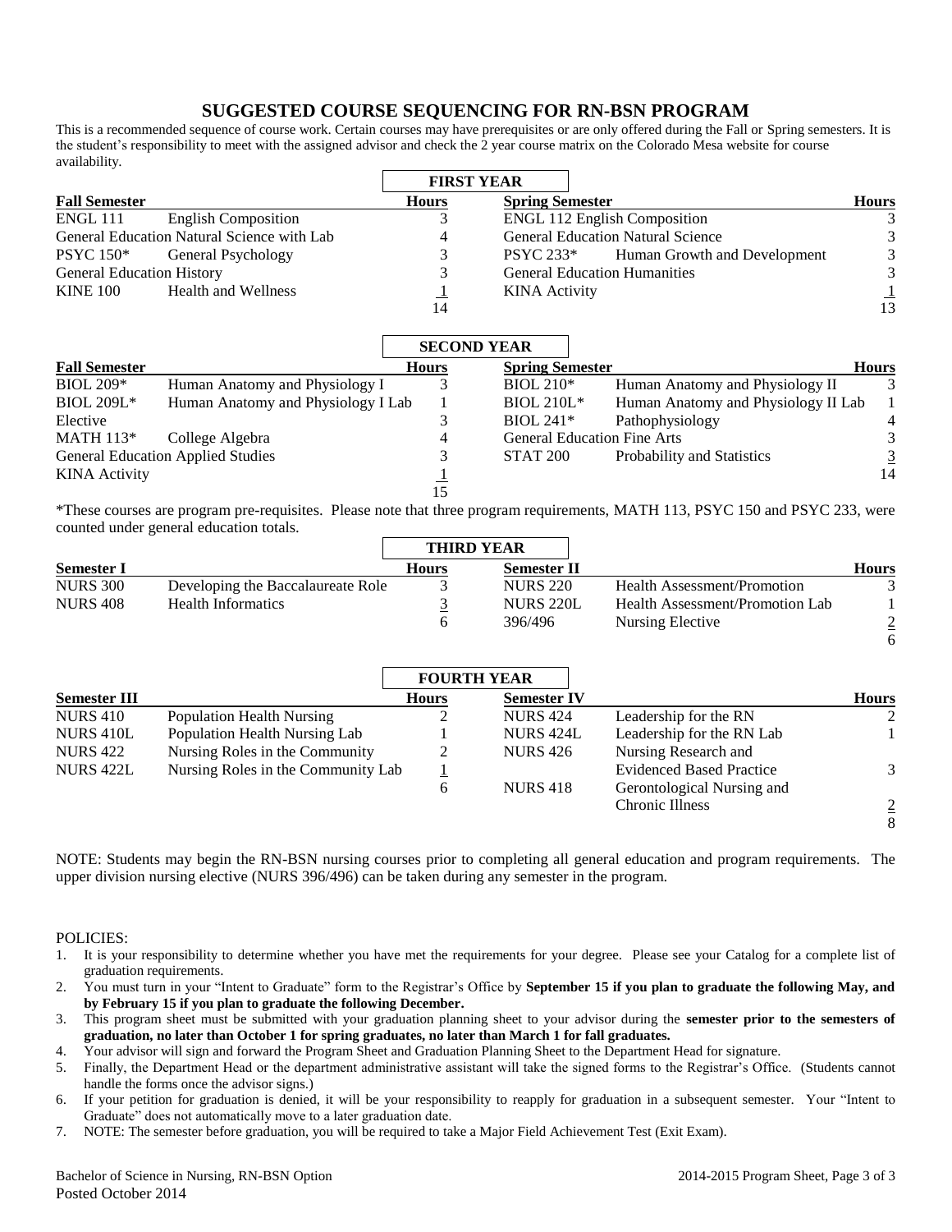# SUGGESTED COURSE SEQUENCING FOR RN-BSN PROGRAM

This is a recommended sequence of course work. Certain courses may have prerequisites or are only offered during the Fall or Spring semesters. It is the student's responsibility to meet with the assigned advisor and check the 2 year course matrix on the Colorado Mesa website for course availability.

## FIRST YEAR

| Fall Semester | | Hours | Spring Semester | | Hours |
|---|---|---|---|---|---|
| ENGL 111 | English Composition | 3 | ENGL 112 English Composition | | 3 |
| General Education Natural Science with Lab | | 4 | General Education Natural Science | | 3 |
| PSYC 150* | General Psychology | 3 | PSYC 233* | Human Growth and Development | 3 |
| General Education History | | 3 | General Education Humanities | | 3 |
| KINE 100 | Health and Wellness | 1 | KINA Activity | | 1 |
| | | 14 | | | 13 |

## SECOND YEAR

| Fall Semester | | Hours | Spring Semester | | Hours |
|---|---|---|---|---|---|
| BIOL 209* | Human Anatomy and Physiology I | 3 | BIOL 210* | Human Anatomy and Physiology II | 3 |
| BIOL 209L* | Human Anatomy and Physiology I Lab | 1 | BIOL 210L* | Human Anatomy and Physiology II Lab | 1 |
| Elective | | 3 | BIOL 241* | Pathophysiology | 4 |
| MATH 113* | College Algebra | 4 | General Education Fine Arts | | 3 |
| General Education Applied Studies | | 3 | STAT 200 | Probability and Statistics | 3 |
| KINA Activity | | 1 | | | 14 |
| | | 15 | | | |

*These courses are program pre-requisites. Please note that three program requirements, MATH 113, PSYC 150 and PSYC 233, were counted under general education totals.

## THIRD YEAR

| Semester I | | Hours | Semester II | | Hours |
|---|---|---|---|---|---|
| NURS 300 | Developing the Baccalaureate Role | 3 | NURS 220 | Health Assessment/Promotion | 3 |
| NURS 408 | Health Informatics | 3 | NURS 220L | Health Assessment/Promotion Lab | 1 |
| | | 6 | 396/496 | Nursing Elective | 2 |
| | | | | | 6 |

## FOURTH YEAR

| Semester III | | Hours | Semester IV | | Hours |
|---|---|---|---|---|---|
| NURS 410 | Population Health Nursing | 2 | NURS 424 | Leadership for the RN | 2 |
| NURS 410L | Population Health Nursing Lab | 1 | NURS 424L | Leadership for the RN Lab | 1 |
| NURS 422 | Nursing Roles in the Community | 2 | NURS 426 | Nursing Research and Evidenced Based Practice | 3 |
| NURS 422L | Nursing Roles in the Community Lab | 1 | NURS 418 | Gerontological Nursing and Chronic Illness | 2 |
| | | 6 | | | 8 |

NOTE: Students may begin the RN-BSN nursing courses prior to completing all general education and program requirements. The upper division nursing elective (NURS 396/496) can be taken during any semester in the program.

POLICIES:

1. It is your responsibility to determine whether you have met the requirements for your degree. Please see your Catalog for a complete list of graduation requirements.
2. You must turn in your "Intent to Graduate" form to the Registrar's Office by **September 15 if you plan to graduate the following May, and by February 15 if you plan to graduate the following December.**
3. This program sheet must be submitted with your graduation planning sheet to your advisor during the **semester prior to the semesters of graduation, no later than October 1 for spring graduates, no later than March 1 for fall graduates.**
4. Your advisor will sign and forward the Program Sheet and Graduation Planning Sheet to the Department Head for signature.
5. Finally, the Department Head or the department administrative assistant will take the signed forms to the Registrar's Office. (Students cannot handle the forms once the advisor signs.)
6. If your petition for graduation is denied, it will be your responsibility to reapply for graduation in a subsequent semester. Your "Intent to Graduate" does not automatically move to a later graduation date.
7. NOTE: The semester before graduation, you will be required to take a Major Field Achievement Test (Exit Exam).

Bachelor of Science in Nursing, RN-BSN Option
Posted October 2014